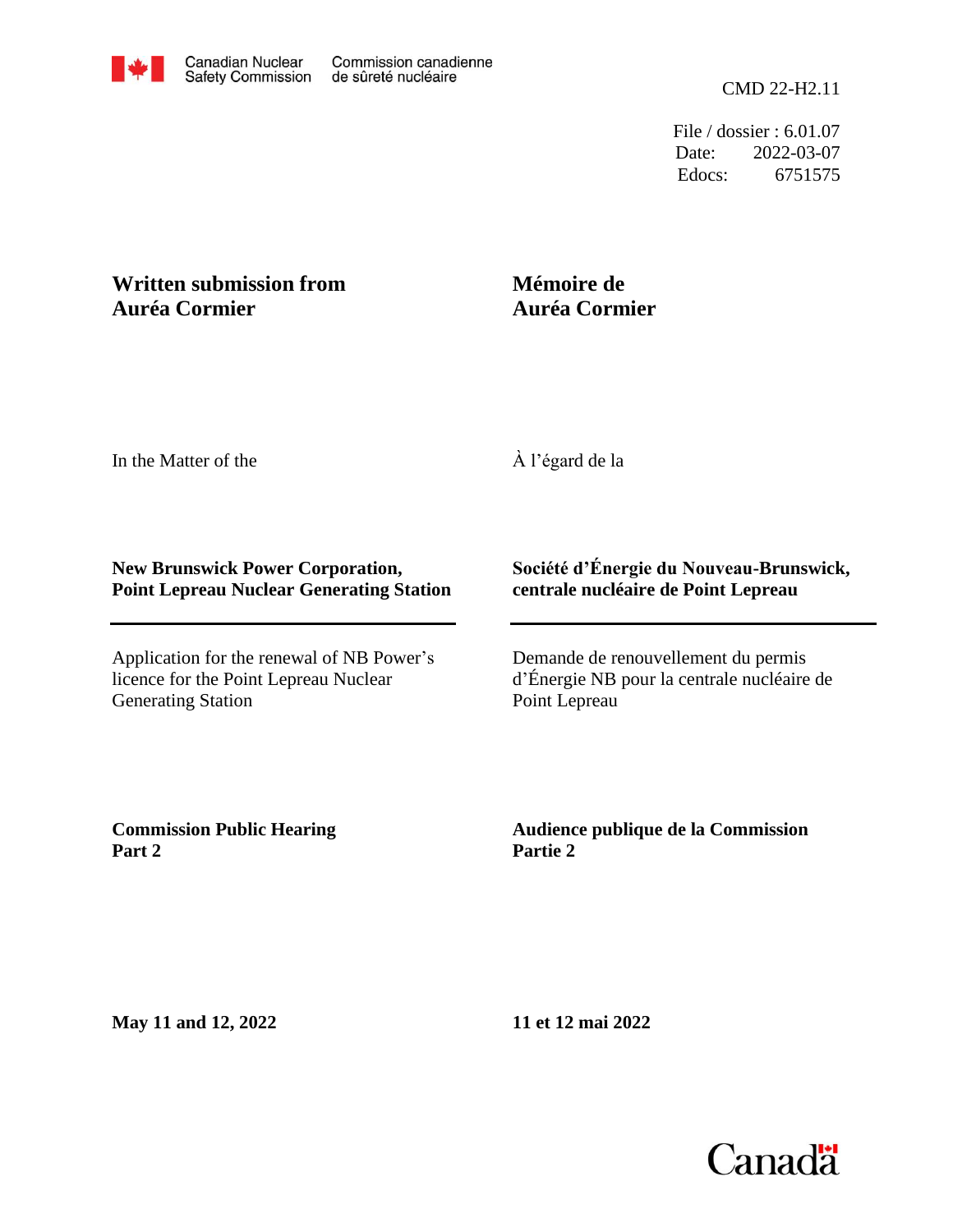Canadian Nuclear Safety Commission / Commission canadienne de sûreté nucléaire

CMD 22-H2.11

File / dossier : 6.01.07
Date: 2022-03-07
Edocs: 6751575

**Written submission from Auréa Cormier**

**Mémoire de Auréa Cormier**

In the Matter of the

À l'égard de la

**New Brunswick Power Corporation, Point Lepreau Nuclear Generating Station**

**Société d'Énergie du Nouveau-Brunswick, centrale nucléaire de Point Lepreau**

Application for the renewal of NB Power's licence for the Point Lepreau Nuclear Generating Station

Demande de renouvellement du permis d'Énergie NB pour la centrale nucléaire de Point Lepreau

**Commission Public Hearing Part 2**

**Audience publique de la Commission Partie 2**

**May 11 and 12, 2022**

**11 et 12 mai 2022**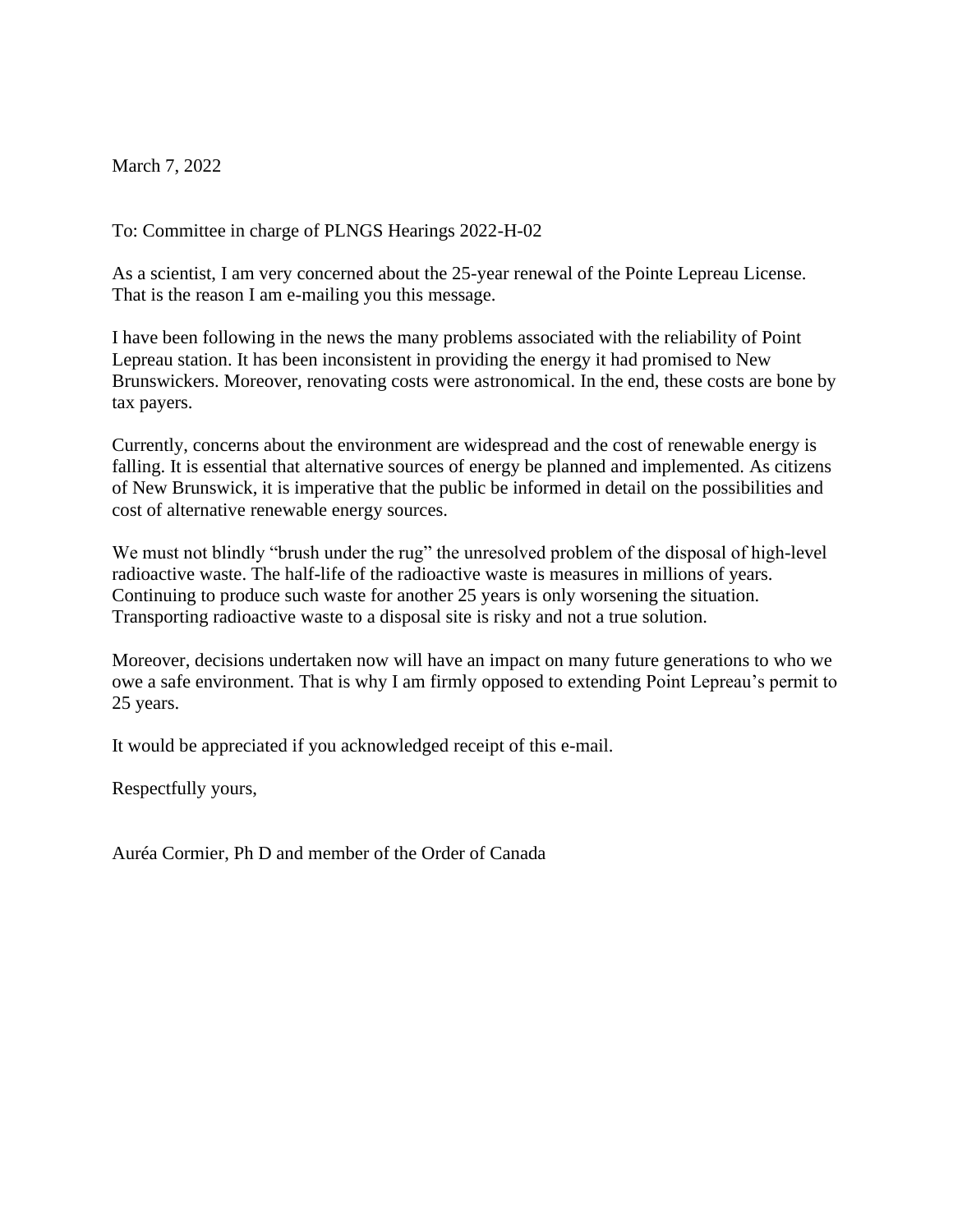March 7, 2022

To: Committee in charge of PLNGS Hearings 2022-H-02

As a scientist, I am very concerned about the 25-year renewal of the Pointe Lepreau License. That is the reason I am e-mailing you this message.

I have been following in the news the many problems associated with the reliability of Point Lepreau station. It has been inconsistent in providing the energy it had promised to New Brunswickers. Moreover, renovating costs were astronomical. In the end, these costs are bone by tax payers.

Currently, concerns about the environment are widespread and the cost of renewable energy is falling. It is essential that alternative sources of energy be planned and implemented. As citizens of New Brunswick, it is imperative that the public be informed in detail on the possibilities and cost of alternative renewable energy sources.

We must not blindly "brush under the rug" the unresolved problem of the disposal of high-level radioactive waste. The half-life of the radioactive waste is measures in millions of years. Continuing to produce such waste for another 25 years is only worsening the situation. Transporting radioactive waste to a disposal site is risky and not a true solution.

Moreover, decisions undertaken now will have an impact on many future generations to who we owe a safe environment. That is why I am firmly opposed to extending Point Lepreau's permit to 25 years.

It would be appreciated if you acknowledged receipt of this e-mail.

Respectfully yours,

Auréa Cormier, Ph D and member of the Order of Canada